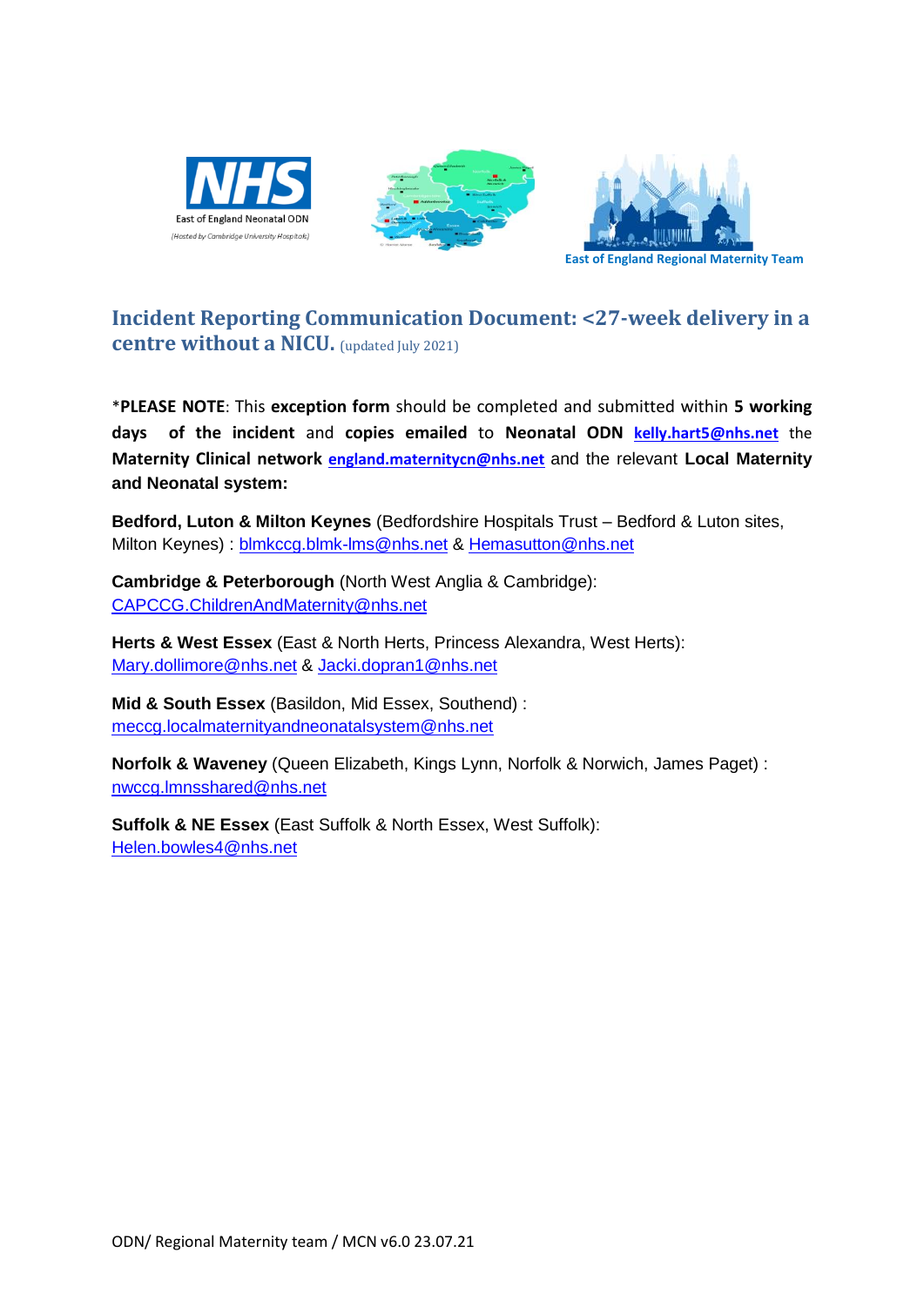East of England Neonatal ODN
(Hosted by Cambridge University Hospitals)

East of England Regional Maternity Team

# Incident Reporting Communication Document: <27-week delivery in a centre without a NICU. (updated July 2021)

*__PLEASE NOTE__: This **exception form** should be completed and submitted within **5 working days of the incident** and **copies emailed** to **Neonatal ODN** **kelly.hart5@nhs.net** the **Maternity Clinical network** **england.maternitycn@nhs.net** and the relevant **Local Maternity and Neonatal system:**

**Bedford, Luton & Milton Keynes** (Bedfordshire Hospitals Trust – Bedford & Luton sites, Milton Keynes) : blmkccg.blmk-lms@nhs.net & Hemasutton@nhs.net

**Cambridge & Peterborough** (North West Anglia & Cambridge): CAPCCG.ChildrenAndMaternity@nhs.net

**Herts & West Essex** (East & North Herts, Princess Alexandra, West Herts): Mary.dollimore@nhs.net & Jacki.dopran1@nhs.net

**Mid & South Essex** (Basildon, Mid Essex, Southend) : meccg.localmaternityandneonatalsystem@nhs.net

**Norfolk & Waveney** (Queen Elizabeth, Kings Lynn, Norfolk & Norwich, James Paget) : nwccg.lmnsshared@nhs.net

**Suffolk & NE Essex** (East Suffolk & North Essex, West Suffolk): Helen.bowles4@nhs.net

ODN/ Regional Maternity team / MCN v6.0 23.07.21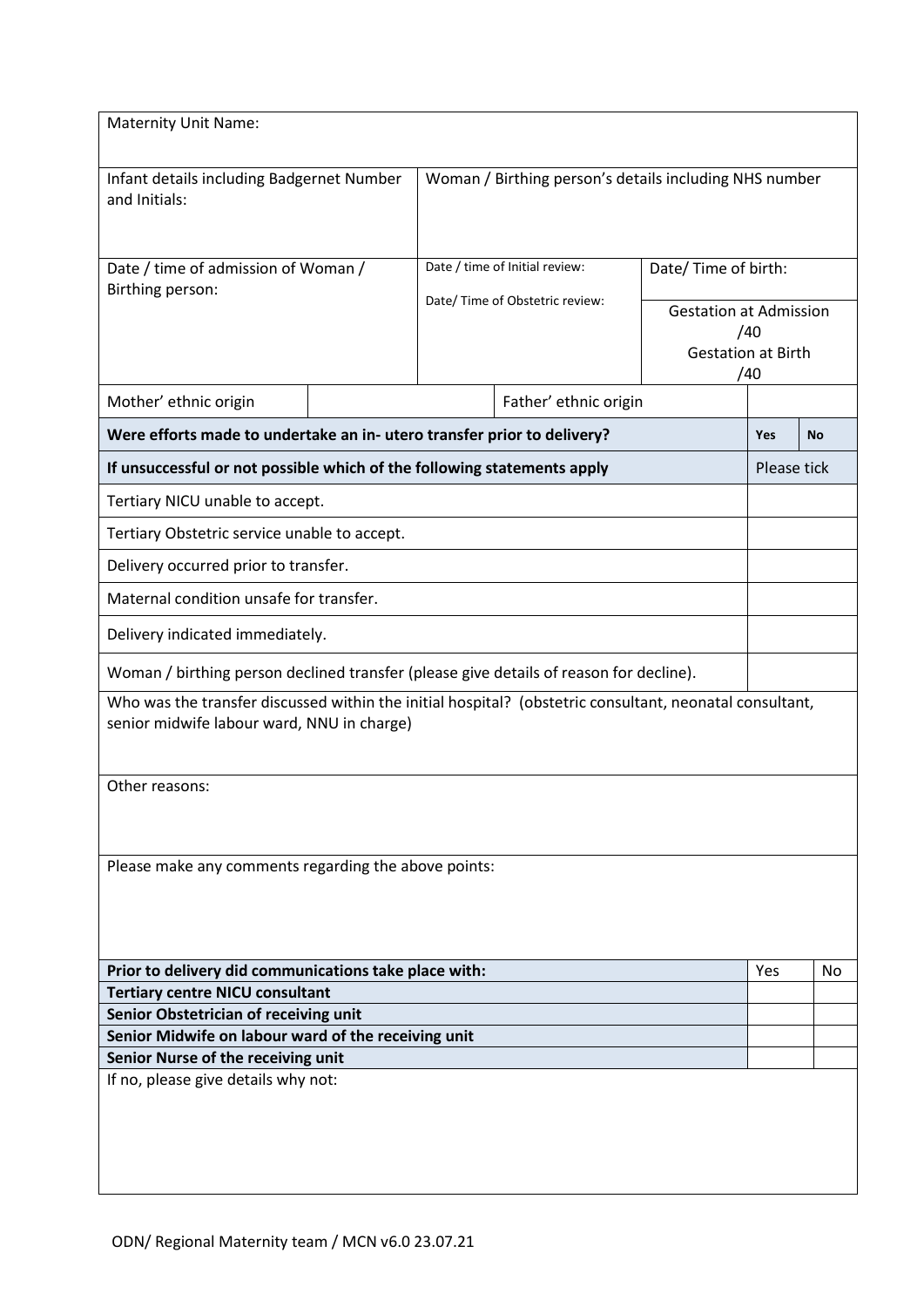| Maternity Unit Name: | | | | |
|---|---|---|---|---|
| Infant details including Badgernet Number and Initials: | Woman / Birthing person's details including NHS number | | | |
| Date / time of admission of Woman / Birthing person: | Date / time of Initial review: <br> Date/ Time of Obstetric review: | Date/ Time of birth: <br> Gestation at Admission /40 <br> Gestation at Birth /40 | | |
| Mother' ethnic origin | | Father' ethnic origin | | |

| | | |
|---|---|---|
| **Were efforts made to undertake an in- utero transfer prior to delivery?** | **Yes** | **No** |
| **If unsuccessful or not possible which of the following statements apply** | Please tick | |
| Tertiary NICU unable to accept. | | |
| Tertiary Obstetric service unable to accept. | | |
| Delivery occurred prior to transfer. | | |
| Maternal condition unsafe for transfer. | | |
| Delivery indicated immediately. | | |
| Woman / birthing person declined transfer (please give details of reason for decline). | | |

Who was the transfer discussed within the initial hospital? (obstetric consultant, neonatal consultant, senior midwife labour ward, NNU in charge)

Other reasons:

Please make any comments regarding the above points:

| **Prior to delivery did communications take place with:** | Yes | No |
|---|---|---|
| **Tertiary centre NICU consultant** | | |
| **Senior Obstetrician of receiving unit** | | |
| **Senior Midwife on labour ward of the receiving unit** | | |
| **Senior Nurse of the receiving unit** | | |

If no, please give details why not: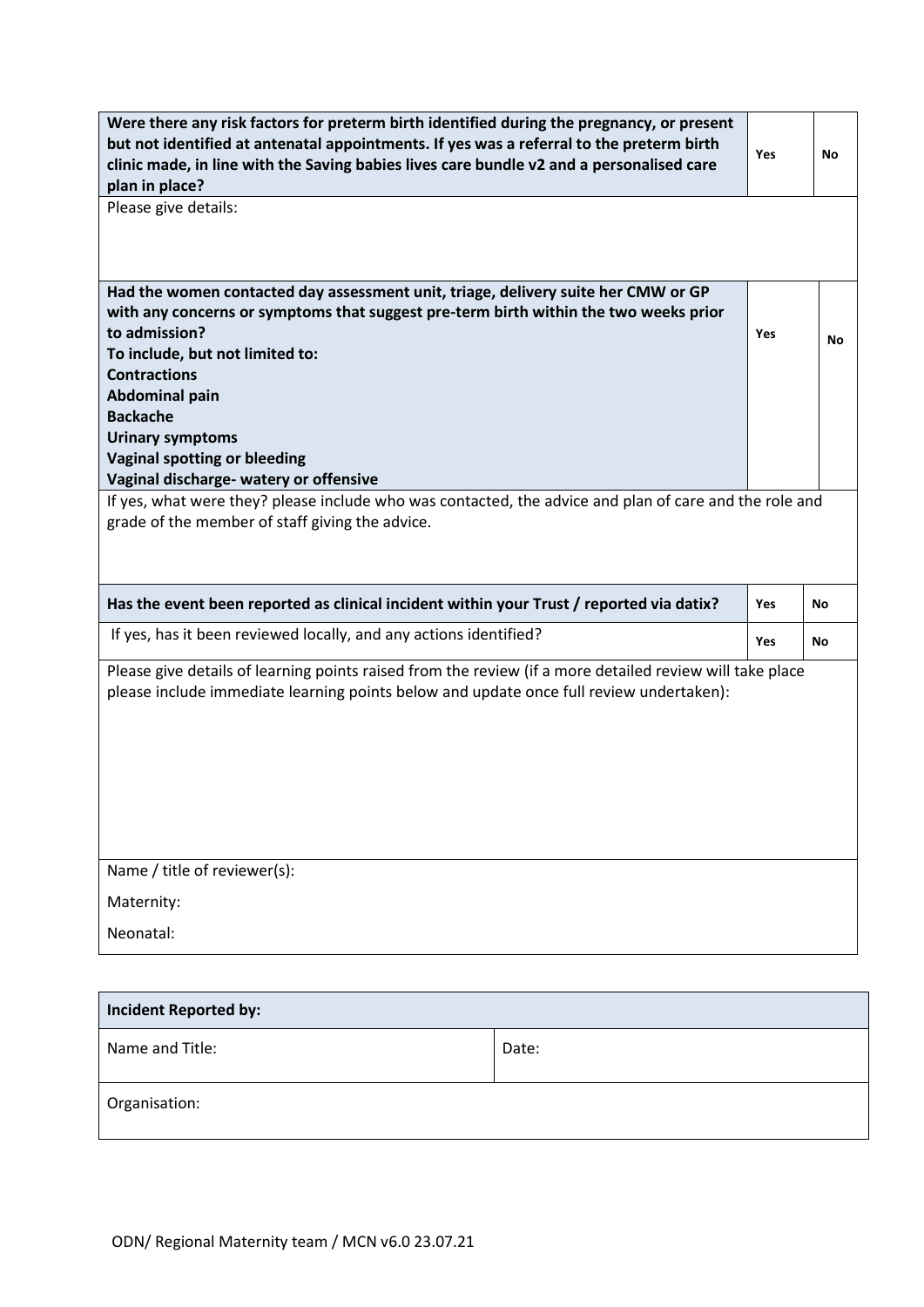| | | |
|---|---|---|
| **Were there any risk factors for preterm birth identified during the pregnancy, or present but not identified at antenatal appointments. If yes was a referral to the preterm birth clinic made, in line with the Saving babies lives care bundle v2 and a personalised care plan in place?** | **Yes** | **No** |
| Please give details: | | |
| **Had the women contacted day assessment unit, triage, delivery suite her CMW or GP with any concerns or symptoms that suggest pre-term birth within the two weeks prior to admission?**<br>**To include, but not limited to:**<br>**Contractions**<br>**Abdominal pain**<br>**Backache**<br>**Urinary symptoms**<br>**Vaginal spotting or bleeding**<br>**Vaginal discharge- watery or offensive** | **Yes** | **No** |
| If yes, what were they? please include who was contacted, the advice and plan of care and the role and grade of the member of staff giving the advice. | | |
| **Has the event been reported as clinical incident within your Trust / reported via datix?** | **Yes** | **No** |
| If yes, has it been reviewed locally, and any actions identified? | **Yes** | **No** |
| Please give details of learning points raised from the review (if a more detailed review will take place please include immediate learning points below and update once full review undertaken): | | |
| Name / title of reviewer(s):<br>Maternity:<br>Neonatal: | | |

| **Incident Reported by:** | |
|---|---|
| Name and Title: | Date: |
| Organisation: | |

ODN/ Regional Maternity team / MCN v6.0 23.07.21